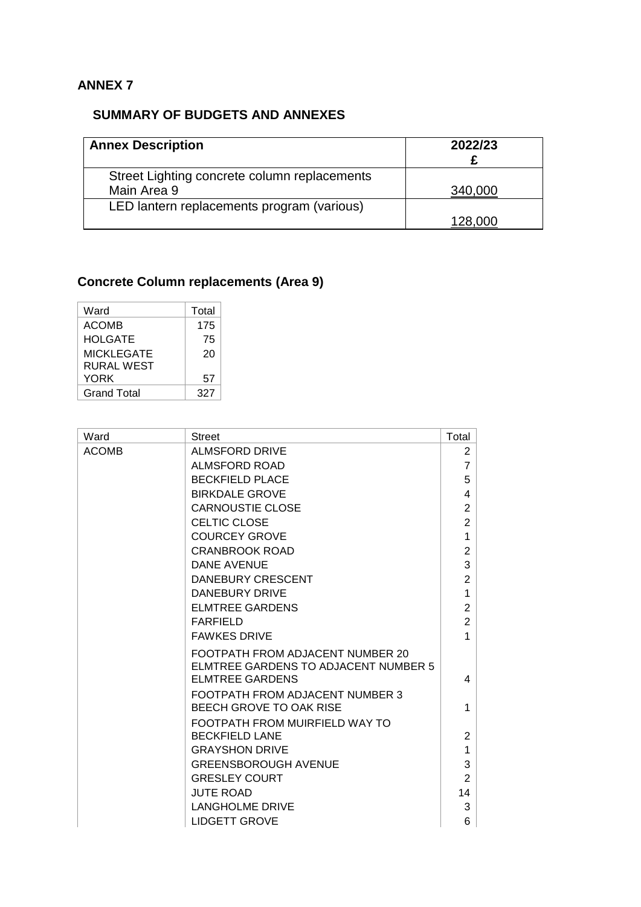**ANNEX 7**

## SUMMARY OF BUDGETS AND ANNEXES

| Annex Description | 2022/23 £ |
|---|---|
| Street Lighting concrete column replacements Main Area 9 | 340,000 |
| LED lantern replacements program (various) | 128,000 |

## Concrete Column replacements (Area 9)

| Ward | Total |
|---|---|
| ACOMB | 175 |
| HOLGATE | 75 |
| MICKLEGATE | 20 |
| RURAL WEST YORK | 57 |
| Grand Total | 327 |

| Ward | Street | Total |
|---|---|---|
| ACOMB | ALMSFORD DRIVE | 2 |
| | ALMSFORD ROAD | 7 |
| | BECKFIELD PLACE | 5 |
| | BIRKDALE GROVE | 4 |
| | CARNOUSTIE CLOSE | 2 |
| | CELTIC CLOSE | 2 |
| | COURCEY GROVE | 1 |
| | CRANBROOK ROAD | 2 |
| | DANE AVENUE | 3 |
| | DANEBURY CRESCENT | 2 |
| | DANEBURY DRIVE | 1 |
| | ELMTREE GARDENS | 2 |
| | FARFIELD | 2 |
| | FAWKES DRIVE | 1 |
| | FOOTPATH FROM ADJACENT NUMBER 20 ELMTREE GARDENS TO ADJACENT NUMBER 5 ELMTREE GARDENS | 4 |
| | FOOTPATH FROM ADJACENT NUMBER 3 BEECH GROVE TO OAK RISE | 1 |
| | FOOTPATH FROM MUIRFIELD WAY TO BECKFIELD LANE | 2 |
| | GRAYSHON DRIVE | 1 |
| | GREENSBOROUGH AVENUE | 3 |
| | GRESLEY COURT | 2 |
| | JUTE ROAD | 14 |
| | LANGHOLME DRIVE | 3 |
| | LIDGETT GROVE | 6 |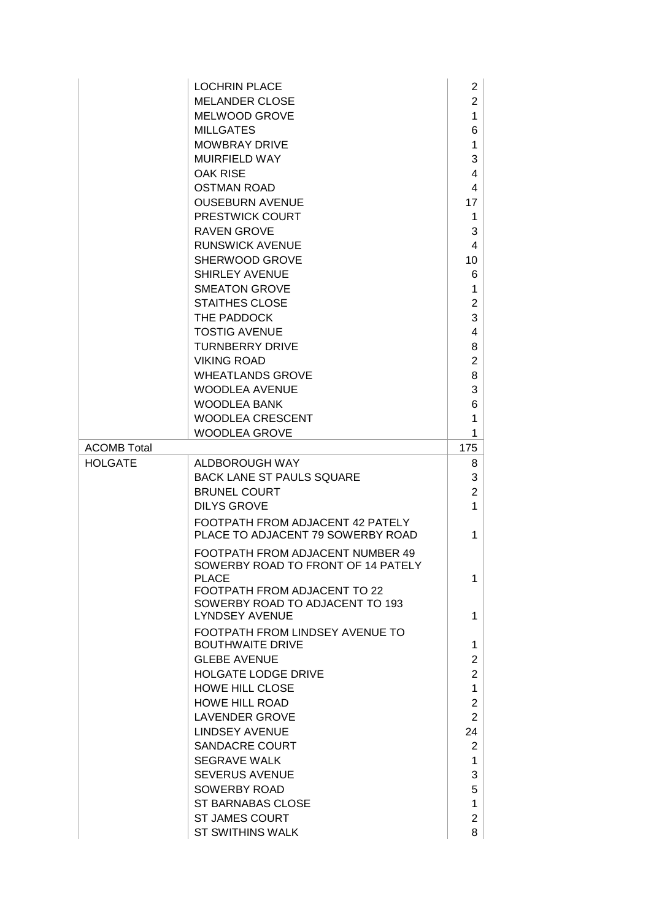| | | |
|---|---|---|
| | LOCHRIN PLACE | 2 |
| | MELANDER CLOSE | 2 |
| | MELWOOD GROVE | 1 |
| | MILLGATES | 6 |
| | MOWBRAY DRIVE | 1 |
| | MUIRFIELD WAY | 3 |
| | OAK RISE | 4 |
| | OSTMAN ROAD | 4 |
| | OUSEBURN AVENUE | 17 |
| | PRESTWICK COURT | 1 |
| | RAVEN GROVE | 3 |
| | RUNSWICK AVENUE | 4 |
| | SHERWOOD GROVE | 10 |
| | SHIRLEY AVENUE | 6 |
| | SMEATON GROVE | 1 |
| | STAITHES CLOSE | 2 |
| | THE PADDOCK | 3 |
| | TOSTIG AVENUE | 4 |
| | TURNBERRY DRIVE | 8 |
| | VIKING ROAD | 2 |
| | WHEATLANDS GROVE | 8 |
| | WOODLEA AVENUE | 3 |
| | WOODLEA BANK | 6 |
| | WOODLEA CRESCENT | 1 |
| | WOODLEA GROVE | 1 |
| ACOMB Total | | 175 |
| HOLGATE | ALDBOROUGH WAY | 8 |
| | BACK LANE ST PAULS SQUARE | 3 |
| | BRUNEL COURT | 2 |
| | DILYS GROVE | 1 |
| | FOOTPATH FROM ADJACENT 42 PATELY PLACE TO ADJACENT 79 SOWERBY ROAD | 1 |
| | FOOTPATH FROM ADJACENT NUMBER 49 SOWERBY ROAD TO FRONT OF 14 PATELY PLACE | 1 |
| | FOOTPATH FROM ADJACENT TO 22 SOWERBY ROAD TO ADJACENT TO 193 LYNDSEY AVENUE | 1 |
| | FOOTPATH FROM LINDSEY AVENUE TO BOUTHWAITE DRIVE | 1 |
| | GLEBE AVENUE | 2 |
| | HOLGATE LODGE DRIVE | 2 |
| | HOWE HILL CLOSE | 1 |
| | HOWE HILL ROAD | 2 |
| | LAVENDER GROVE | 2 |
| | LINDSEY AVENUE | 24 |
| | SANDACRE COURT | 2 |
| | SEGRAVE WALK | 1 |
| | SEVERUS AVENUE | 3 |
| | SOWERBY ROAD | 5 |
| | ST BARNABAS CLOSE | 1 |
| | ST JAMES COURT | 2 |
| | ST SWITHINS WALK | 8 |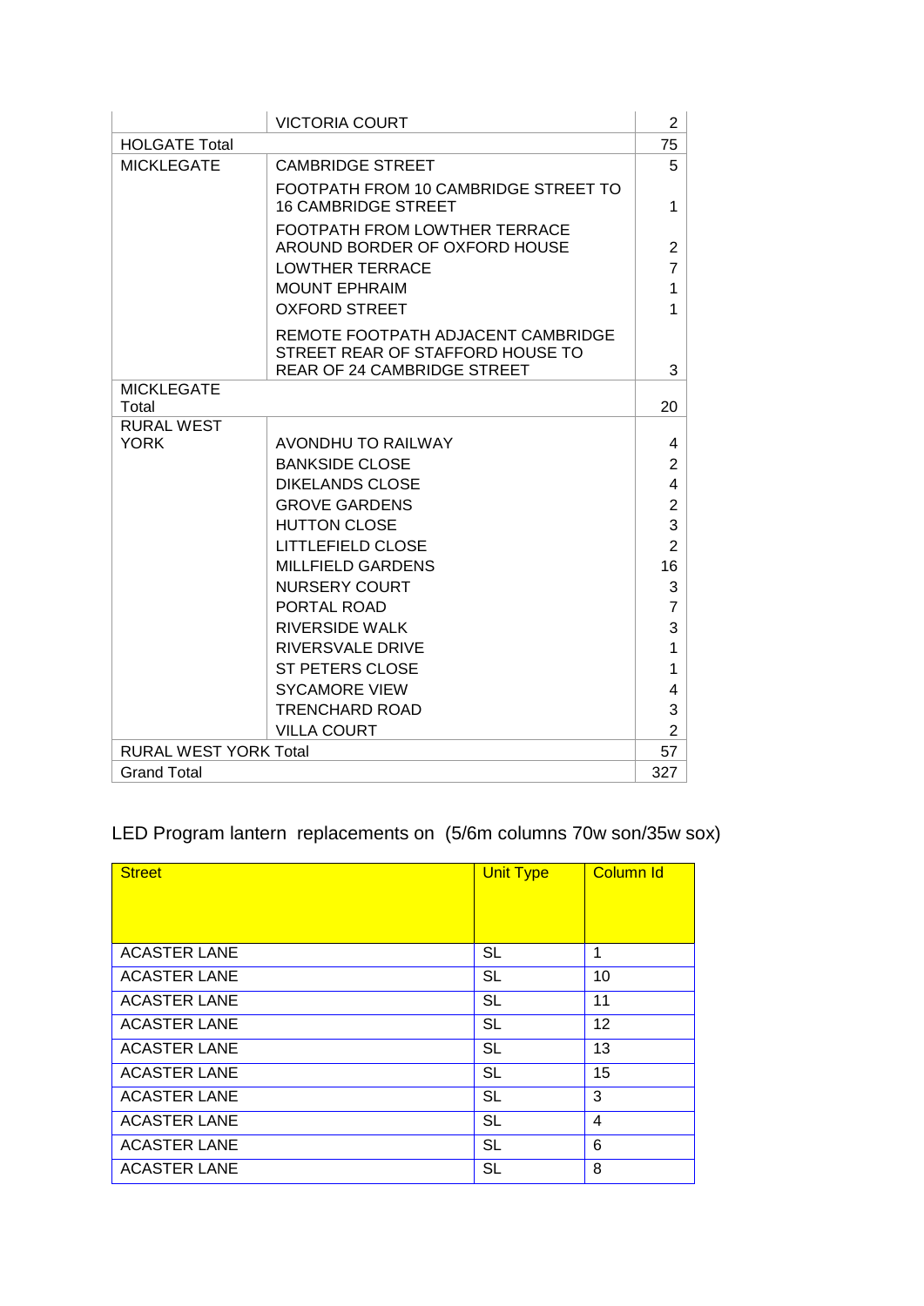| | | |
|---|---|---|
| | VICTORIA COURT | 2 |
| HOLGATE Total | | 75 |
| MICKLEGATE | CAMBRIDGE STREET | 5 |
| | FOOTPATH FROM 10 CAMBRIDGE STREET TO 16 CAMBRIDGE STREET | 1 |
| | FOOTPATH FROM LOWTHER TERRACE AROUND BORDER OF OXFORD HOUSE | 2 |
| | LOWTHER TERRACE | 7 |
| | MOUNT EPHRAIM | 1 |
| | OXFORD STREET | 1 |
| | REMOTE FOOTPATH ADJACENT CAMBRIDGE STREET REAR OF STAFFORD HOUSE TO REAR OF 24 CAMBRIDGE STREET | 3 |
| MICKLEGATE Total | | 20 |
| RURAL WEST YORK | AVONDHU TO RAILWAY | 4 |
| | BANKSIDE CLOSE | 2 |
| | DIKELANDS CLOSE | 4 |
| | GROVE GARDENS | 2 |
| | HUTTON CLOSE | 3 |
| | LITTLEFIELD CLOSE | 2 |
| | MILLFIELD GARDENS | 16 |
| | NURSERY COURT | 3 |
| | PORTAL ROAD | 7 |
| | RIVERSIDE WALK | 3 |
| | RIVERSVALE DRIVE | 1 |
| | ST PETERS CLOSE | 1 |
| | SYCAMORE VIEW | 4 |
| | TRENCHARD ROAD | 3 |
| | VILLA COURT | 2 |
| RURAL WEST YORK Total | | 57 |
| Grand Total | | 327 |

LED Program lantern replacements on (5/6m columns 70w son/35w sox)

| Street | Unit Type | Column Id |
|---|---|---|
| ACASTER LANE | SL | 1 |
| ACASTER LANE | SL | 10 |
| ACASTER LANE | SL | 11 |
| ACASTER LANE | SL | 12 |
| ACASTER LANE | SL | 13 |
| ACASTER LANE | SL | 15 |
| ACASTER LANE | SL | 3 |
| ACASTER LANE | SL | 4 |
| ACASTER LANE | SL | 6 |
| ACASTER LANE | SL | 8 |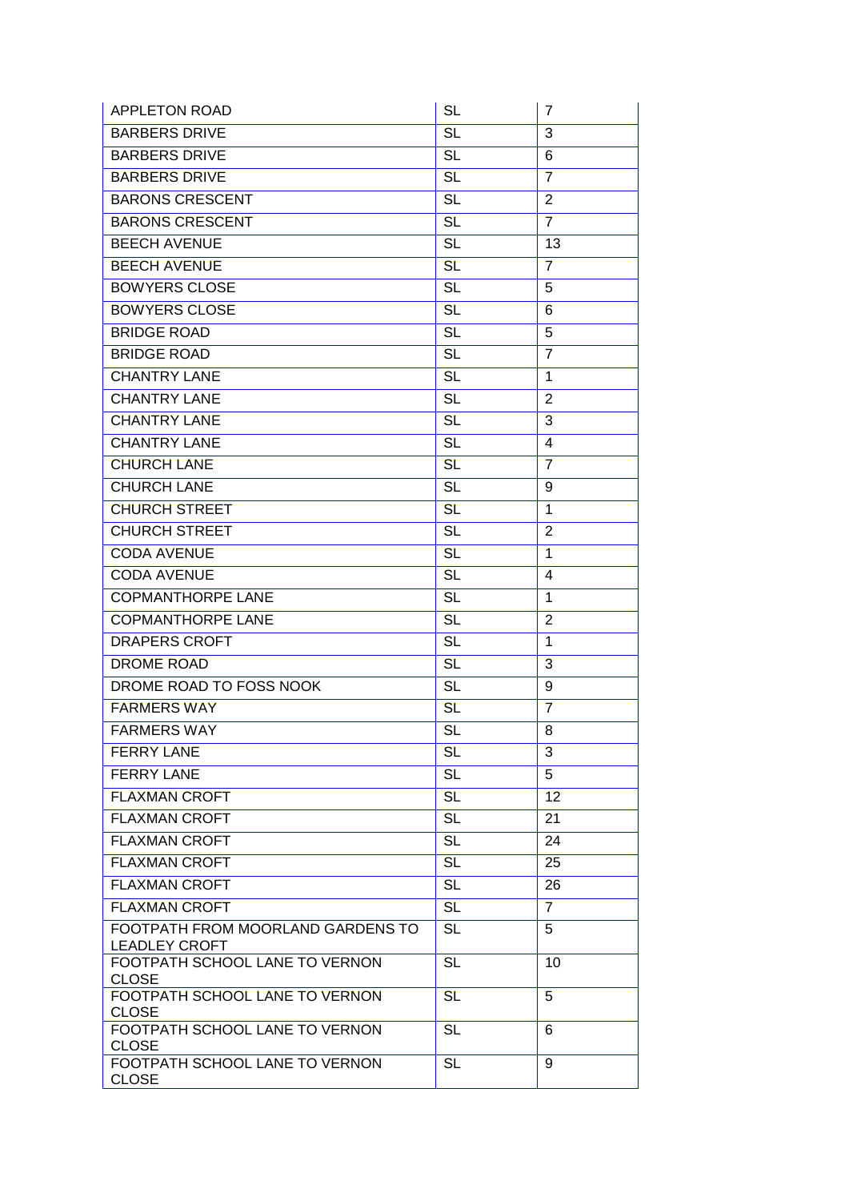| | | |
|---|---|---|
| APPLETON ROAD | SL | 7 |
| BARBERS DRIVE | SL | 3 |
| BARBERS DRIVE | SL | 6 |
| BARBERS DRIVE | SL | 7 |
| BARONS CRESCENT | SL | 2 |
| BARONS CRESCENT | SL | 7 |
| BEECH AVENUE | SL | 13 |
| BEECH AVENUE | SL | 7 |
| BOWYERS CLOSE | SL | 5 |
| BOWYERS CLOSE | SL | 6 |
| BRIDGE ROAD | SL | 5 |
| BRIDGE ROAD | SL | 7 |
| CHANTRY LANE | SL | 1 |
| CHANTRY LANE | SL | 2 |
| CHANTRY LANE | SL | 3 |
| CHANTRY LANE | SL | 4 |
| CHURCH LANE | SL | 7 |
| CHURCH LANE | SL | 9 |
| CHURCH STREET | SL | 1 |
| CHURCH STREET | SL | 2 |
| CODA AVENUE | SL | 1 |
| CODA AVENUE | SL | 4 |
| COPMANTHORPE LANE | SL | 1 |
| COPMANTHORPE LANE | SL | 2 |
| DRAPERS CROFT | SL | 1 |
| DROME ROAD | SL | 3 |
| DROME ROAD TO FOSS NOOK | SL | 9 |
| FARMERS WAY | SL | 7 |
| FARMERS WAY | SL | 8 |
| FERRY LANE | SL | 3 |
| FERRY LANE | SL | 5 |
| FLAXMAN CROFT | SL | 12 |
| FLAXMAN CROFT | SL | 21 |
| FLAXMAN CROFT | SL | 24 |
| FLAXMAN CROFT | SL | 25 |
| FLAXMAN CROFT | SL | 26 |
| FLAXMAN CROFT | SL | 7 |
| FOOTPATH FROM MOORLAND GARDENS TO LEADLEY CROFT | SL | 5 |
| FOOTPATH SCHOOL LANE TO VERNON CLOSE | SL | 10 |
| FOOTPATH SCHOOL LANE TO VERNON CLOSE | SL | 5 |
| FOOTPATH SCHOOL LANE TO VERNON CLOSE | SL | 6 |
| FOOTPATH SCHOOL LANE TO VERNON CLOSE | SL | 9 |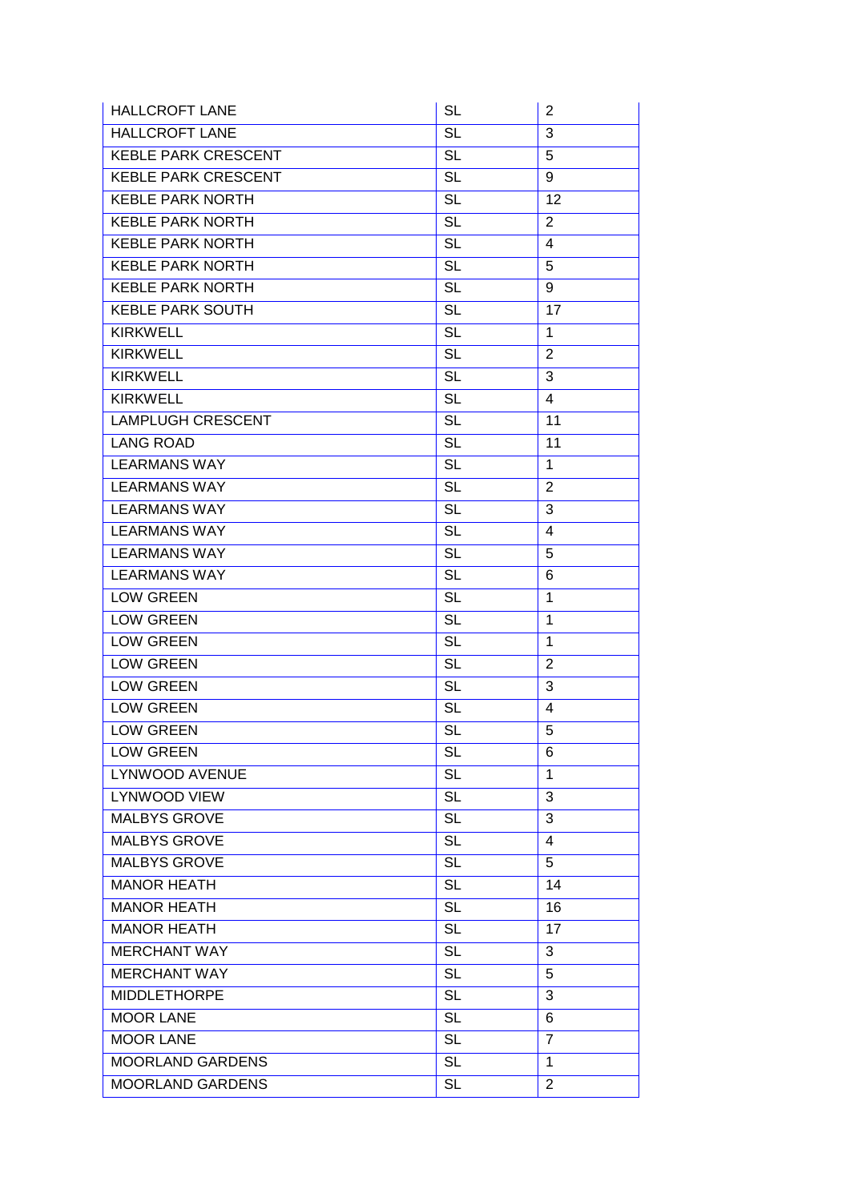| HALLCROFT LANE | SL | 2 |
|---|---|---|
| HALLCROFT LANE | SL | 3 |
| KEBLE PARK CRESCENT | SL | 5 |
| KEBLE PARK CRESCENT | SL | 9 |
| KEBLE PARK NORTH | SL | 12 |
| KEBLE PARK NORTH | SL | 2 |
| KEBLE PARK NORTH | SL | 4 |
| KEBLE PARK NORTH | SL | 5 |
| KEBLE PARK NORTH | SL | 9 |
| KEBLE PARK SOUTH | SL | 17 |
| KIRKWELL | SL | 1 |
| KIRKWELL | SL | 2 |
| KIRKWELL | SL | 3 |
| KIRKWELL | SL | 4 |
| LAMPLUGH CRESCENT | SL | 11 |
| LANG ROAD | SL | 11 |
| LEARMANS WAY | SL | 1 |
| LEARMANS WAY | SL | 2 |
| LEARMANS WAY | SL | 3 |
| LEARMANS WAY | SL | 4 |
| LEARMANS WAY | SL | 5 |
| LEARMANS WAY | SL | 6 |
| LOW GREEN | SL | 1 |
| LOW GREEN | SL | 1 |
| LOW GREEN | SL | 1 |
| LOW GREEN | SL | 2 |
| LOW GREEN | SL | 3 |
| LOW GREEN | SL | 4 |
| LOW GREEN | SL | 5 |
| LOW GREEN | SL | 6 |
| LYNWOOD AVENUE | SL | 1 |
| LYNWOOD VIEW | SL | 3 |
| MALBYS GROVE | SL | 3 |
| MALBYS GROVE | SL | 4 |
| MALBYS GROVE | SL | 5 |
| MANOR HEATH | SL | 14 |
| MANOR HEATH | SL | 16 |
| MANOR HEATH | SL | 17 |
| MERCHANT WAY | SL | 3 |
| MERCHANT WAY | SL | 5 |
| MIDDLETHORPE | SL | 3 |
| MOOR LANE | SL | 6 |
| MOOR LANE | SL | 7 |
| MOORLAND GARDENS | SL | 1 |
| MOORLAND GARDENS | SL | 2 |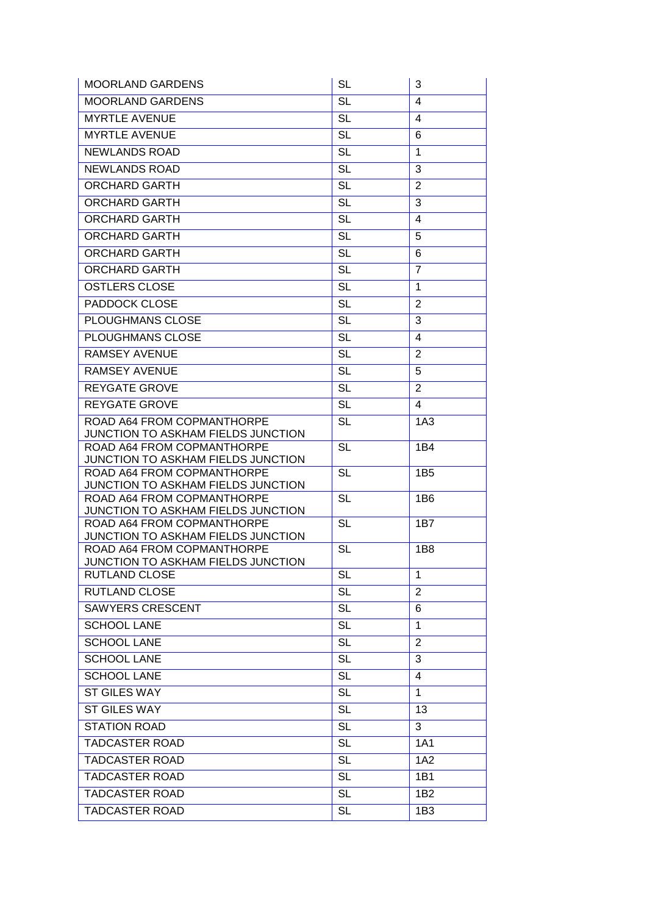| MOORLAND GARDENS | SL | 3 |
|---|---|---|
| MOORLAND GARDENS | SL | 4 |
| MYRTLE AVENUE | SL | 4 |
| MYRTLE AVENUE | SL | 6 |
| NEWLANDS ROAD | SL | 1 |
| NEWLANDS ROAD | SL | 3 |
| ORCHARD GARTH | SL | 2 |
| ORCHARD GARTH | SL | 3 |
| ORCHARD GARTH | SL | 4 |
| ORCHARD GARTH | SL | 5 |
| ORCHARD GARTH | SL | 6 |
| ORCHARD GARTH | SL | 7 |
| OSTLERS CLOSE | SL | 1 |
| PADDOCK CLOSE | SL | 2 |
| PLOUGHMANS CLOSE | SL | 3 |
| PLOUGHMANS CLOSE | SL | 4 |
| RAMSEY AVENUE | SL | 2 |
| RAMSEY AVENUE | SL | 5 |
| REYGATE GROVE | SL | 2 |
| REYGATE GROVE | SL | 4 |
| ROAD A64 FROM COPMANTHORPE JUNCTION TO ASKHAM FIELDS JUNCTION | SL | 1A3 |
| ROAD A64 FROM COPMANTHORPE JUNCTION TO ASKHAM FIELDS JUNCTION | SL | 1B4 |
| ROAD A64 FROM COPMANTHORPE JUNCTION TO ASKHAM FIELDS JUNCTION | SL | 1B5 |
| ROAD A64 FROM COPMANTHORPE JUNCTION TO ASKHAM FIELDS JUNCTION | SL | 1B6 |
| ROAD A64 FROM COPMANTHORPE JUNCTION TO ASKHAM FIELDS JUNCTION | SL | 1B7 |
| ROAD A64 FROM COPMANTHORPE JUNCTION TO ASKHAM FIELDS JUNCTION | SL | 1B8 |
| RUTLAND CLOSE | SL | 1 |
| RUTLAND CLOSE | SL | 2 |
| SAWYERS CRESCENT | SL | 6 |
| SCHOOL LANE | SL | 1 |
| SCHOOL LANE | SL | 2 |
| SCHOOL LANE | SL | 3 |
| SCHOOL LANE | SL | 4 |
| ST GILES WAY | SL | 1 |
| ST GILES WAY | SL | 13 |
| STATION ROAD | SL | 3 |
| TADCASTER ROAD | SL | 1A1 |
| TADCASTER ROAD | SL | 1A2 |
| TADCASTER ROAD | SL | 1B1 |
| TADCASTER ROAD | SL | 1B2 |
| TADCASTER ROAD | SL | 1B3 |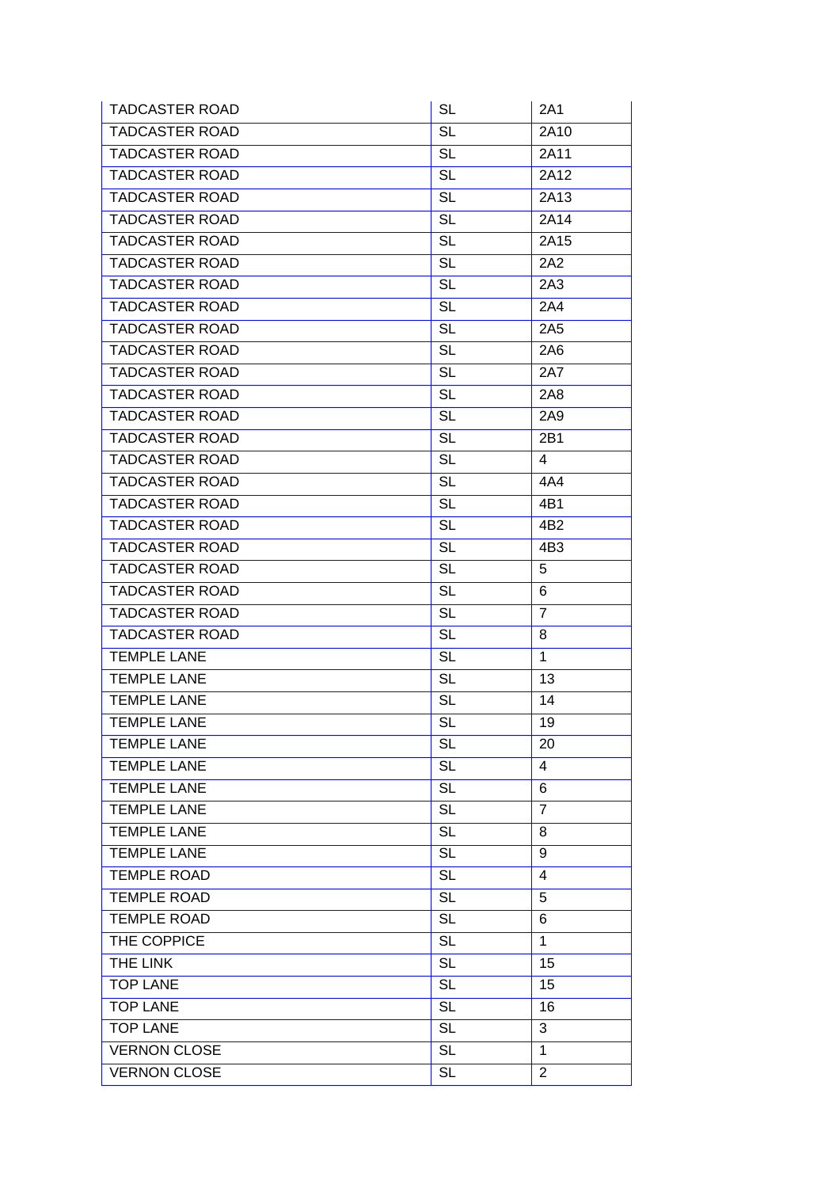| | | |
|---|---|---|
| TADCASTER ROAD | SL | 2A1 |
| TADCASTER ROAD | SL | 2A10 |
| TADCASTER ROAD | SL | 2A11 |
| TADCASTER ROAD | SL | 2A12 |
| TADCASTER ROAD | SL | 2A13 |
| TADCASTER ROAD | SL | 2A14 |
| TADCASTER ROAD | SL | 2A15 |
| TADCASTER ROAD | SL | 2A2 |
| TADCASTER ROAD | SL | 2A3 |
| TADCASTER ROAD | SL | 2A4 |
| TADCASTER ROAD | SL | 2A5 |
| TADCASTER ROAD | SL | 2A6 |
| TADCASTER ROAD | SL | 2A7 |
| TADCASTER ROAD | SL | 2A8 |
| TADCASTER ROAD | SL | 2A9 |
| TADCASTER ROAD | SL | 2B1 |
| TADCASTER ROAD | SL | 4 |
| TADCASTER ROAD | SL | 4A4 |
| TADCASTER ROAD | SL | 4B1 |
| TADCASTER ROAD | SL | 4B2 |
| TADCASTER ROAD | SL | 4B3 |
| TADCASTER ROAD | SL | 5 |
| TADCASTER ROAD | SL | 6 |
| TADCASTER ROAD | SL | 7 |
| TADCASTER ROAD | SL | 8 |
| TEMPLE LANE | SL | 1 |
| TEMPLE LANE | SL | 13 |
| TEMPLE LANE | SL | 14 |
| TEMPLE LANE | SL | 19 |
| TEMPLE LANE | SL | 20 |
| TEMPLE LANE | SL | 4 |
| TEMPLE LANE | SL | 6 |
| TEMPLE LANE | SL | 7 |
| TEMPLE LANE | SL | 8 |
| TEMPLE LANE | SL | 9 |
| TEMPLE ROAD | SL | 4 |
| TEMPLE ROAD | SL | 5 |
| TEMPLE ROAD | SL | 6 |
| THE COPPICE | SL | 1 |
| THE LINK | SL | 15 |
| TOP LANE | SL | 15 |
| TOP LANE | SL | 16 |
| TOP LANE | SL | 3 |
| VERNON CLOSE | SL | 1 |
| VERNON CLOSE | SL | 2 |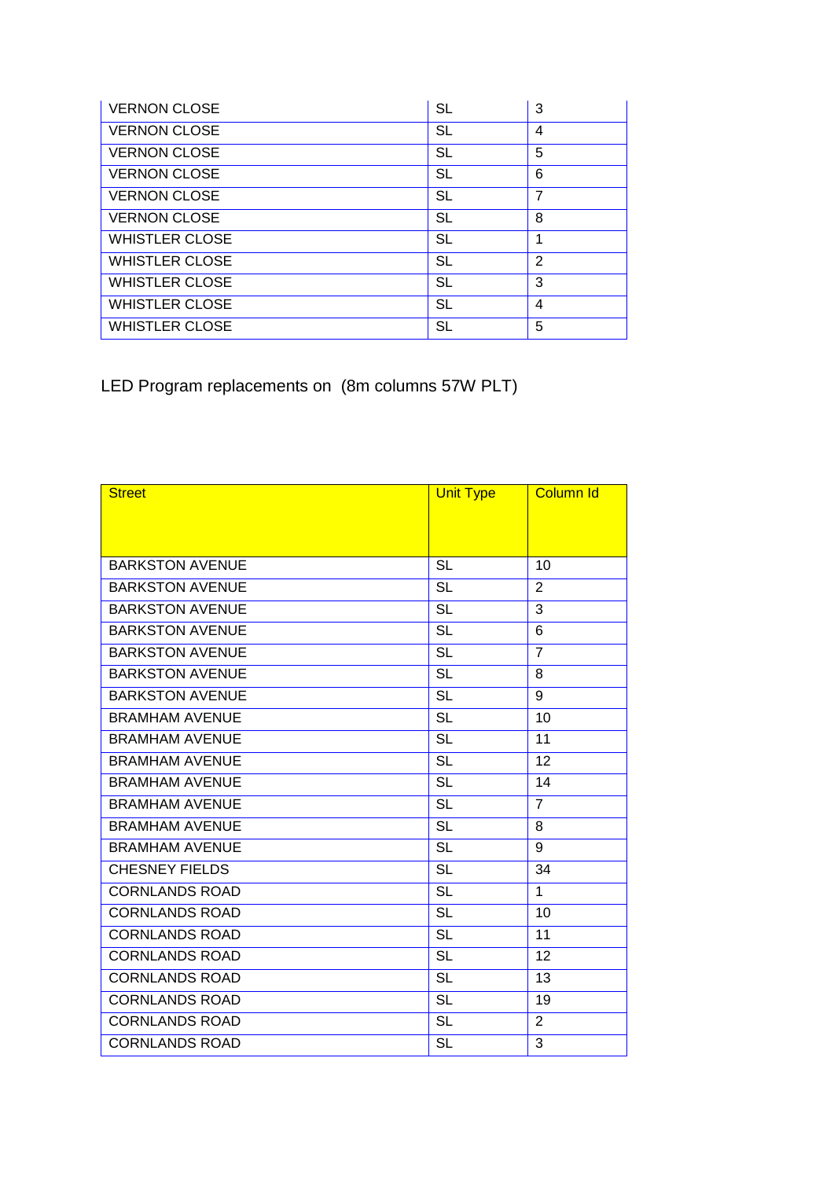| VERNON CLOSE | SL | 3 |
|---|---|---|
| VERNON CLOSE | SL | 4 |
| VERNON CLOSE | SL | 5 |
| VERNON CLOSE | SL | 6 |
| VERNON CLOSE | SL | 7 |
| VERNON CLOSE | SL | 8 |
| WHISTLER CLOSE | SL | 1 |
| WHISTLER CLOSE | SL | 2 |
| WHISTLER CLOSE | SL | 3 |
| WHISTLER CLOSE | SL | 4 |
| WHISTLER CLOSE | SL | 5 |

LED Program replacements on (8m columns 57W PLT)

| Street | Unit Type | Column Id |
|---|---|---|
| BARKSTON AVENUE | SL | 10 |
| BARKSTON AVENUE | SL | 2 |
| BARKSTON AVENUE | SL | 3 |
| BARKSTON AVENUE | SL | 6 |
| BARKSTON AVENUE | SL | 7 |
| BARKSTON AVENUE | SL | 8 |
| BARKSTON AVENUE | SL | 9 |
| BRAMHAM AVENUE | SL | 10 |
| BRAMHAM AVENUE | SL | 11 |
| BRAMHAM AVENUE | SL | 12 |
| BRAMHAM AVENUE | SL | 14 |
| BRAMHAM AVENUE | SL | 7 |
| BRAMHAM AVENUE | SL | 8 |
| BRAMHAM AVENUE | SL | 9 |
| CHESNEY FIELDS | SL | 34 |
| CORNLANDS ROAD | SL | 1 |
| CORNLANDS ROAD | SL | 10 |
| CORNLANDS ROAD | SL | 11 |
| CORNLANDS ROAD | SL | 12 |
| CORNLANDS ROAD | SL | 13 |
| CORNLANDS ROAD | SL | 19 |
| CORNLANDS ROAD | SL | 2 |
| CORNLANDS ROAD | SL | 3 |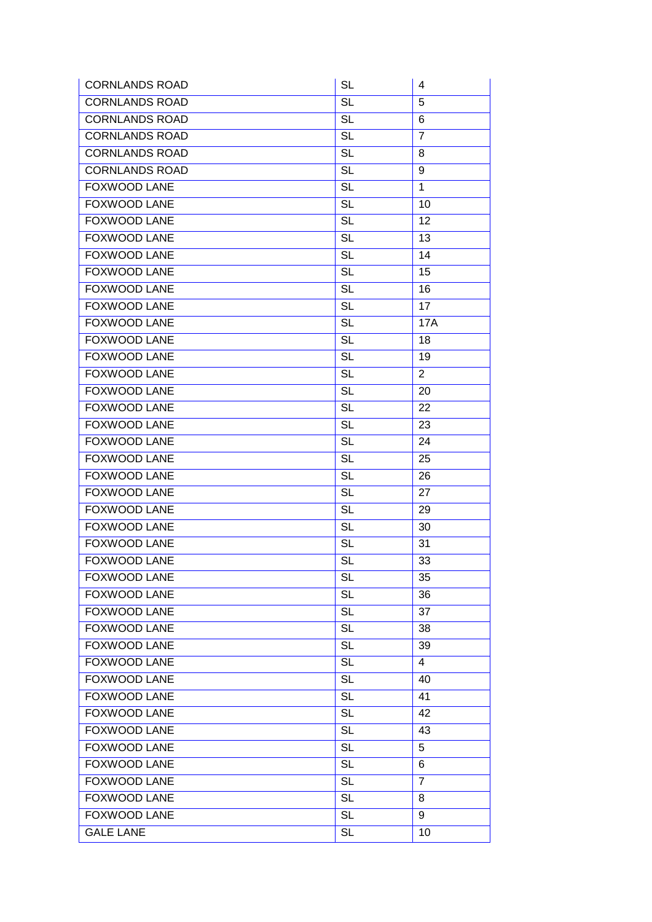| CORNLANDS ROAD | SL | 4 |
|---|---|---|
| CORNLANDS ROAD | SL | 5 |
| CORNLANDS ROAD | SL | 6 |
| CORNLANDS ROAD | SL | 7 |
| CORNLANDS ROAD | SL | 8 |
| CORNLANDS ROAD | SL | 9 |
| FOXWOOD LANE | SL | 1 |
| FOXWOOD LANE | SL | 10 |
| FOXWOOD LANE | SL | 12 |
| FOXWOOD LANE | SL | 13 |
| FOXWOOD LANE | SL | 14 |
| FOXWOOD LANE | SL | 15 |
| FOXWOOD LANE | SL | 16 |
| FOXWOOD LANE | SL | 17 |
| FOXWOOD LANE | SL | 17A |
| FOXWOOD LANE | SL | 18 |
| FOXWOOD LANE | SL | 19 |
| FOXWOOD LANE | SL | 2 |
| FOXWOOD LANE | SL | 20 |
| FOXWOOD LANE | SL | 22 |
| FOXWOOD LANE | SL | 23 |
| FOXWOOD LANE | SL | 24 |
| FOXWOOD LANE | SL | 25 |
| FOXWOOD LANE | SL | 26 |
| FOXWOOD LANE | SL | 27 |
| FOXWOOD LANE | SL | 29 |
| FOXWOOD LANE | SL | 30 |
| FOXWOOD LANE | SL | 31 |
| FOXWOOD LANE | SL | 33 |
| FOXWOOD LANE | SL | 35 |
| FOXWOOD LANE | SL | 36 |
| FOXWOOD LANE | SL | 37 |
| FOXWOOD LANE | SL | 38 |
| FOXWOOD LANE | SL | 39 |
| FOXWOOD LANE | SL | 4 |
| FOXWOOD LANE | SL | 40 |
| FOXWOOD LANE | SL | 41 |
| FOXWOOD LANE | SL | 42 |
| FOXWOOD LANE | SL | 43 |
| FOXWOOD LANE | SL | 5 |
| FOXWOOD LANE | SL | 6 |
| FOXWOOD LANE | SL | 7 |
| FOXWOOD LANE | SL | 8 |
| FOXWOOD LANE | SL | 9 |
| GALE LANE | SL | 10 |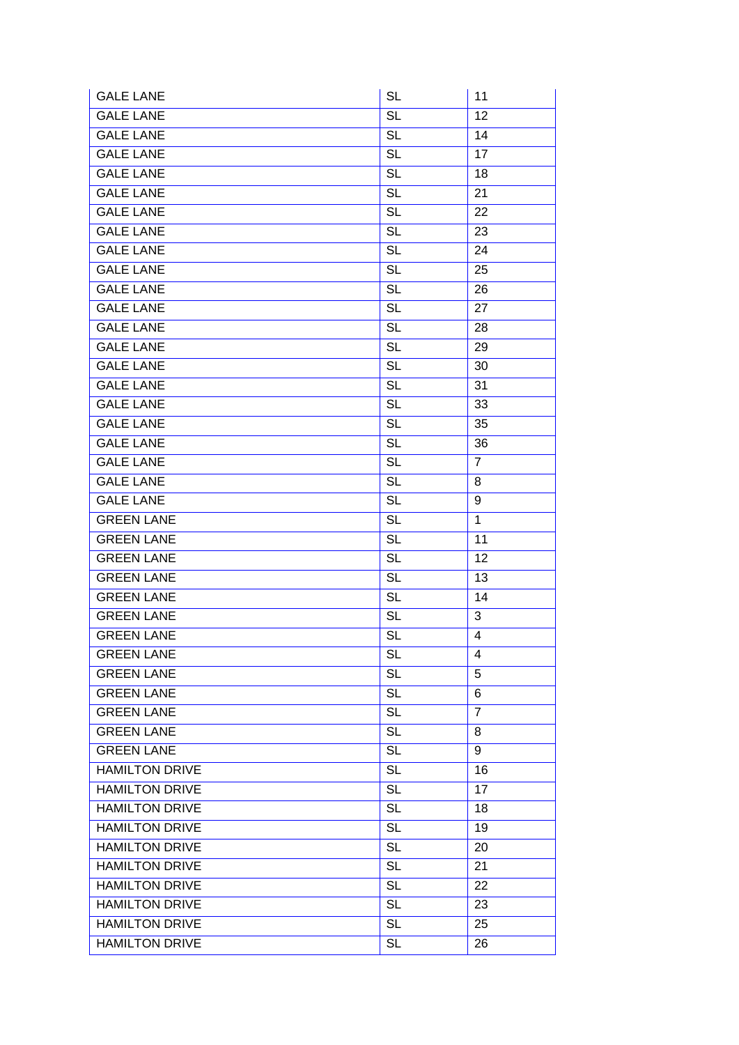| GALE LANE | SL | 11 |
|---|---|---|
| GALE LANE | SL | 12 |
| GALE LANE | SL | 14 |
| GALE LANE | SL | 17 |
| GALE LANE | SL | 18 |
| GALE LANE | SL | 21 |
| GALE LANE | SL | 22 |
| GALE LANE | SL | 23 |
| GALE LANE | SL | 24 |
| GALE LANE | SL | 25 |
| GALE LANE | SL | 26 |
| GALE LANE | SL | 27 |
| GALE LANE | SL | 28 |
| GALE LANE | SL | 29 |
| GALE LANE | SL | 30 |
| GALE LANE | SL | 31 |
| GALE LANE | SL | 33 |
| GALE LANE | SL | 35 |
| GALE LANE | SL | 36 |
| GALE LANE | SL | 7 |
| GALE LANE | SL | 8 |
| GALE LANE | SL | 9 |
| GREEN LANE | SL | 1 |
| GREEN LANE | SL | 11 |
| GREEN LANE | SL | 12 |
| GREEN LANE | SL | 13 |
| GREEN LANE | SL | 14 |
| GREEN LANE | SL | 3 |
| GREEN LANE | SL | 4 |
| GREEN LANE | SL | 4 |
| GREEN LANE | SL | 5 |
| GREEN LANE | SL | 6 |
| GREEN LANE | SL | 7 |
| GREEN LANE | SL | 8 |
| GREEN LANE | SL | 9 |
| HAMILTON DRIVE | SL | 16 |
| HAMILTON DRIVE | SL | 17 |
| HAMILTON DRIVE | SL | 18 |
| HAMILTON DRIVE | SL | 19 |
| HAMILTON DRIVE | SL | 20 |
| HAMILTON DRIVE | SL | 21 |
| HAMILTON DRIVE | SL | 22 |
| HAMILTON DRIVE | SL | 23 |
| HAMILTON DRIVE | SL | 25 |
| HAMILTON DRIVE | SL | 26 |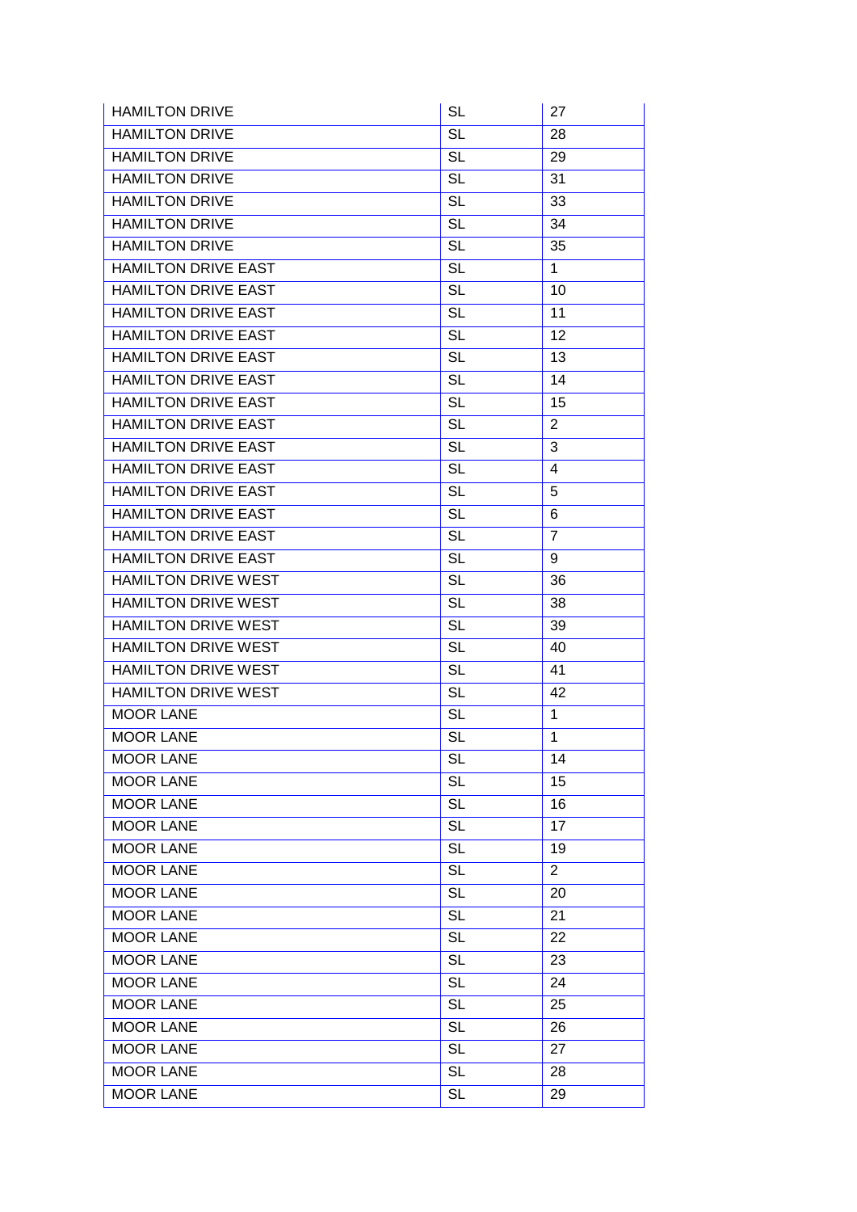| | | |
|---|---|---|
| HAMILTON DRIVE | SL | 27 |
| HAMILTON DRIVE | SL | 28 |
| HAMILTON DRIVE | SL | 29 |
| HAMILTON DRIVE | SL | 31 |
| HAMILTON DRIVE | SL | 33 |
| HAMILTON DRIVE | SL | 34 |
| HAMILTON DRIVE | SL | 35 |
| HAMILTON DRIVE EAST | SL | 1 |
| HAMILTON DRIVE EAST | SL | 10 |
| HAMILTON DRIVE EAST | SL | 11 |
| HAMILTON DRIVE EAST | SL | 12 |
| HAMILTON DRIVE EAST | SL | 13 |
| HAMILTON DRIVE EAST | SL | 14 |
| HAMILTON DRIVE EAST | SL | 15 |
| HAMILTON DRIVE EAST | SL | 2 |
| HAMILTON DRIVE EAST | SL | 3 |
| HAMILTON DRIVE EAST | SL | 4 |
| HAMILTON DRIVE EAST | SL | 5 |
| HAMILTON DRIVE EAST | SL | 6 |
| HAMILTON DRIVE EAST | SL | 7 |
| HAMILTON DRIVE EAST | SL | 9 |
| HAMILTON DRIVE WEST | SL | 36 |
| HAMILTON DRIVE WEST | SL | 38 |
| HAMILTON DRIVE WEST | SL | 39 |
| HAMILTON DRIVE WEST | SL | 40 |
| HAMILTON DRIVE WEST | SL | 41 |
| HAMILTON DRIVE WEST | SL | 42 |
| MOOR LANE | SL | 1 |
| MOOR LANE | SL | 1 |
| MOOR LANE | SL | 14 |
| MOOR LANE | SL | 15 |
| MOOR LANE | SL | 16 |
| MOOR LANE | SL | 17 |
| MOOR LANE | SL | 19 |
| MOOR LANE | SL | 2 |
| MOOR LANE | SL | 20 |
| MOOR LANE | SL | 21 |
| MOOR LANE | SL | 22 |
| MOOR LANE | SL | 23 |
| MOOR LANE | SL | 24 |
| MOOR LANE | SL | 25 |
| MOOR LANE | SL | 26 |
| MOOR LANE | SL | 27 |
| MOOR LANE | SL | 28 |
| MOOR LANE | SL | 29 |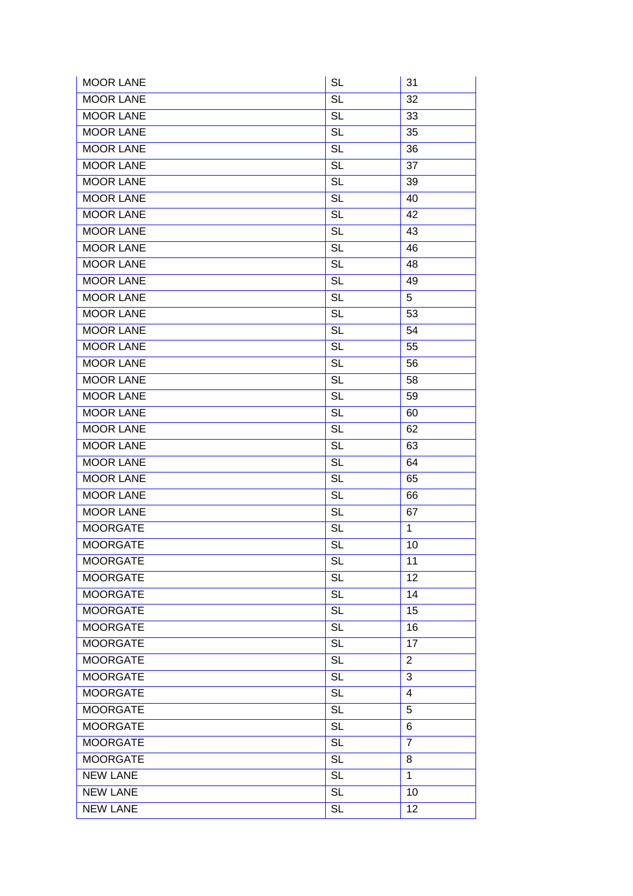| MOOR LANE | SL | 31 |
|---|---|---|
| MOOR LANE | SL | 32 |
| MOOR LANE | SL | 33 |
| MOOR LANE | SL | 35 |
| MOOR LANE | SL | 36 |
| MOOR LANE | SL | 37 |
| MOOR LANE | SL | 39 |
| MOOR LANE | SL | 40 |
| MOOR LANE | SL | 42 |
| MOOR LANE | SL | 43 |
| MOOR LANE | SL | 46 |
| MOOR LANE | SL | 48 |
| MOOR LANE | SL | 49 |
| MOOR LANE | SL | 5 |
| MOOR LANE | SL | 53 |
| MOOR LANE | SL | 54 |
| MOOR LANE | SL | 55 |
| MOOR LANE | SL | 56 |
| MOOR LANE | SL | 58 |
| MOOR LANE | SL | 59 |
| MOOR LANE | SL | 60 |
| MOOR LANE | SL | 62 |
| MOOR LANE | SL | 63 |
| MOOR LANE | SL | 64 |
| MOOR LANE | SL | 65 |
| MOOR LANE | SL | 66 |
| MOOR LANE | SL | 67 |
| MOORGATE | SL | 1 |
| MOORGATE | SL | 10 |
| MOORGATE | SL | 11 |
| MOORGATE | SL | 12 |
| MOORGATE | SL | 14 |
| MOORGATE | SL | 15 |
| MOORGATE | SL | 16 |
| MOORGATE | SL | 17 |
| MOORGATE | SL | 2 |
| MOORGATE | SL | 3 |
| MOORGATE | SL | 4 |
| MOORGATE | SL | 5 |
| MOORGATE | SL | 6 |
| MOORGATE | SL | 7 |
| MOORGATE | SL | 8 |
| NEW LANE | SL | 1 |
| NEW LANE | SL | 10 |
| NEW LANE | SL | 12 |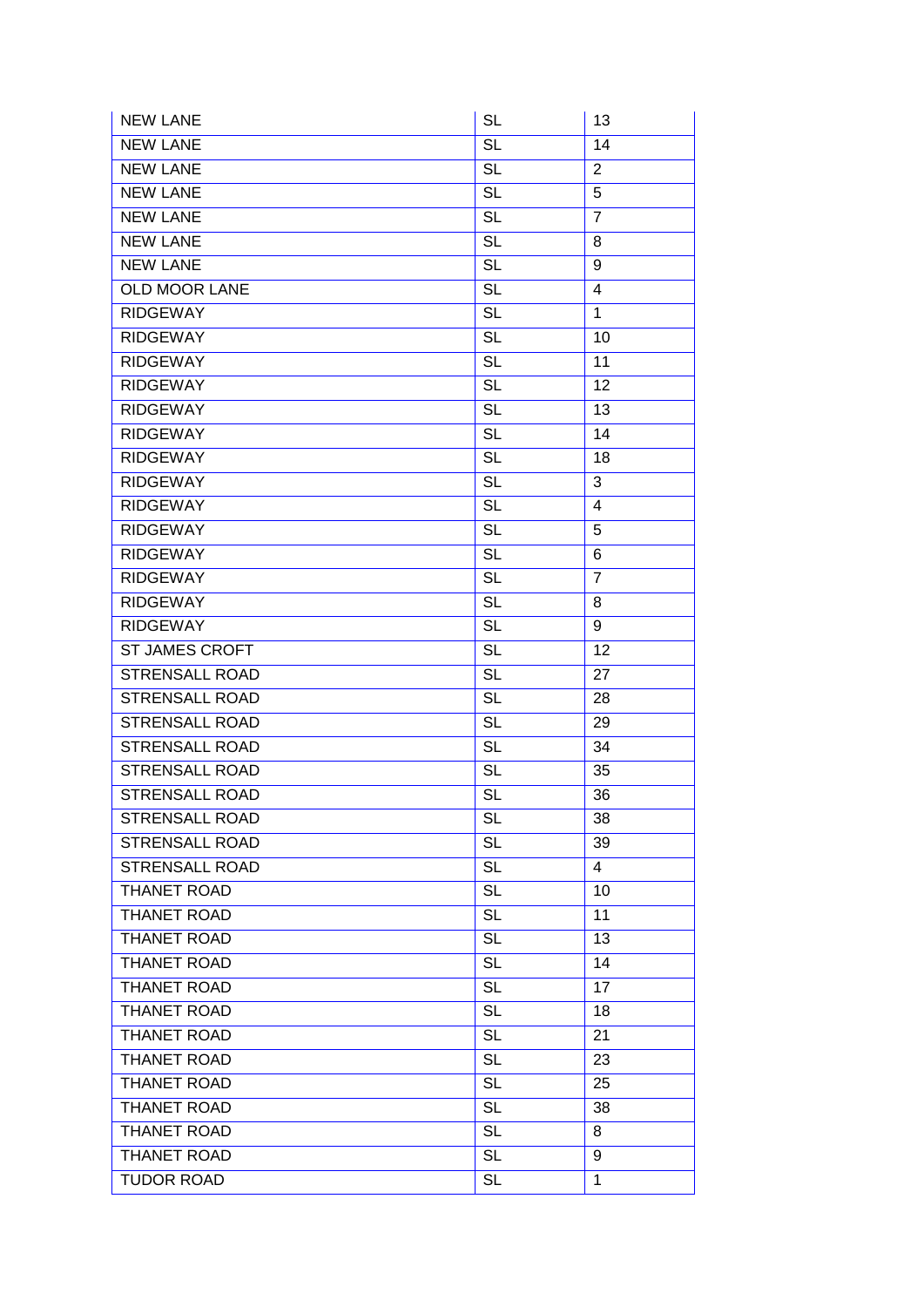| NEW LANE | SL | 13 |
|---|---|---|
| NEW LANE | SL | 14 |
| NEW LANE | SL | 2 |
| NEW LANE | SL | 5 |
| NEW LANE | SL | 7 |
| NEW LANE | SL | 8 |
| NEW LANE | SL | 9 |
| OLD MOOR LANE | SL | 4 |
| RIDGEWAY | SL | 1 |
| RIDGEWAY | SL | 10 |
| RIDGEWAY | SL | 11 |
| RIDGEWAY | SL | 12 |
| RIDGEWAY | SL | 13 |
| RIDGEWAY | SL | 14 |
| RIDGEWAY | SL | 18 |
| RIDGEWAY | SL | 3 |
| RIDGEWAY | SL | 4 |
| RIDGEWAY | SL | 5 |
| RIDGEWAY | SL | 6 |
| RIDGEWAY | SL | 7 |
| RIDGEWAY | SL | 8 |
| RIDGEWAY | SL | 9 |
| ST JAMES CROFT | SL | 12 |
| STRENSALL ROAD | SL | 27 |
| STRENSALL ROAD | SL | 28 |
| STRENSALL ROAD | SL | 29 |
| STRENSALL ROAD | SL | 34 |
| STRENSALL ROAD | SL | 35 |
| STRENSALL ROAD | SL | 36 |
| STRENSALL ROAD | SL | 38 |
| STRENSALL ROAD | SL | 39 |
| STRENSALL ROAD | SL | 4 |
| THANET ROAD | SL | 10 |
| THANET ROAD | SL | 11 |
| THANET ROAD | SL | 13 |
| THANET ROAD | SL | 14 |
| THANET ROAD | SL | 17 |
| THANET ROAD | SL | 18 |
| THANET ROAD | SL | 21 |
| THANET ROAD | SL | 23 |
| THANET ROAD | SL | 25 |
| THANET ROAD | SL | 38 |
| THANET ROAD | SL | 8 |
| THANET ROAD | SL | 9 |
| TUDOR ROAD | SL | 1 |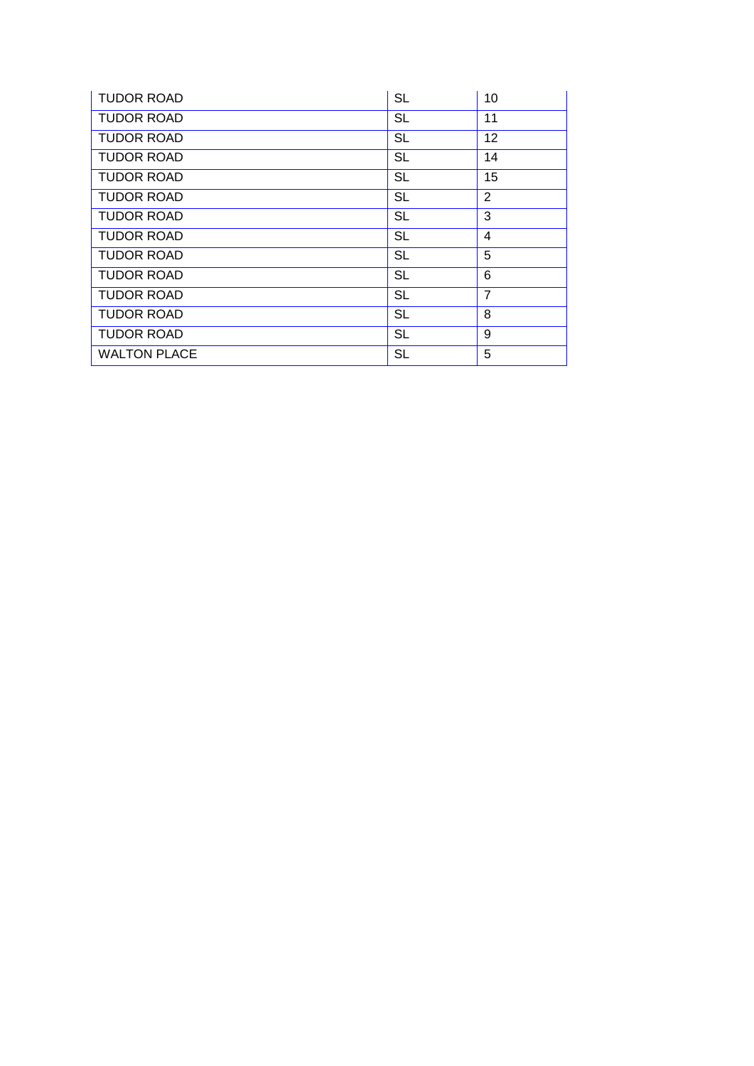| | | |
|---|---|---|
| TUDOR ROAD | SL | 10 |
| TUDOR ROAD | SL | 11 |
| TUDOR ROAD | SL | 12 |
| TUDOR ROAD | SL | 14 |
| TUDOR ROAD | SL | 15 |
| TUDOR ROAD | SL | 2 |
| TUDOR ROAD | SL | 3 |
| TUDOR ROAD | SL | 4 |
| TUDOR ROAD | SL | 5 |
| TUDOR ROAD | SL | 6 |
| TUDOR ROAD | SL | 7 |
| TUDOR ROAD | SL | 8 |
| TUDOR ROAD | SL | 9 |
| WALTON PLACE | SL | 5 |